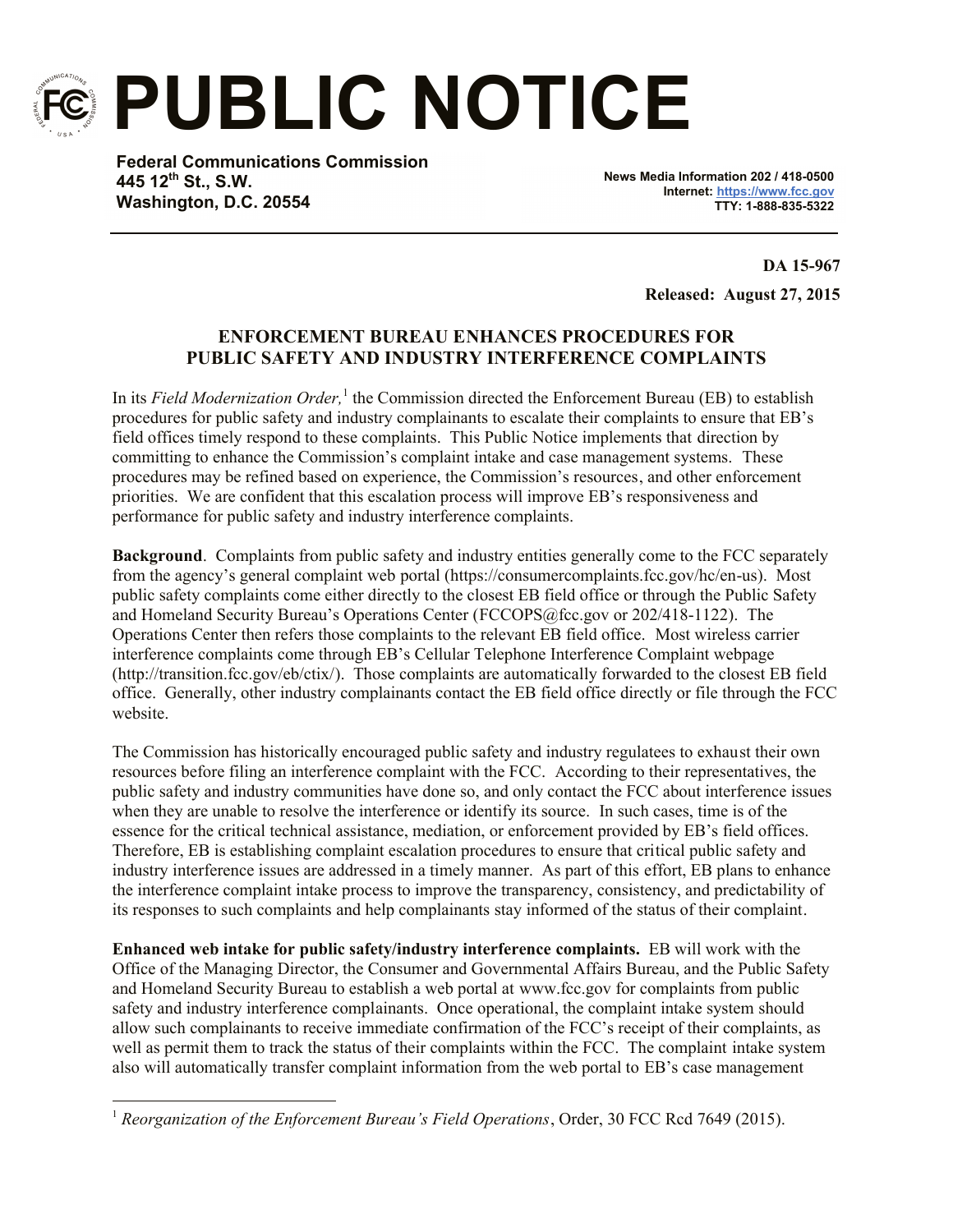# PUBLIC NOTICE

**Federal Communications Commission**
**445 12th St., S.W.**
**Washington, D.C. 20554**

**News Media Information 202 / 418-0500**
**Internet: https://www.fcc.gov**
**TTY: 1-888-835-5322**

**DA 15-967**

**Released: August 27, 2015**

## ENFORCEMENT BUREAU ENHANCES PROCEDURES FOR PUBLIC SAFETY AND INDUSTRY INTERFERENCE COMPLAINTS

In its *Field Modernization Order,*[1] the Commission directed the Enforcement Bureau (EB) to establish procedures for public safety and industry complainants to escalate their complaints to ensure that EB's field offices timely respond to these complaints. This Public Notice implements that direction by committing to enhance the Commission's complaint intake and case management systems. These procedures may be refined based on experience, the Commission's resources, and other enforcement priorities. We are confident that this escalation process will improve EB's responsiveness and performance for public safety and industry interference complaints.

**Background**. Complaints from public safety and industry entities generally come to the FCC separately from the agency's general complaint web portal (https://consumercomplaints.fcc.gov/hc/en-us). Most public safety complaints come either directly to the closest EB field office or through the Public Safety and Homeland Security Bureau's Operations Center (FCCOPS@fcc.gov or 202/418-1122). The Operations Center then refers those complaints to the relevant EB field office. Most wireless carrier interference complaints come through EB's Cellular Telephone Interference Complaint webpage (http://transition.fcc.gov/eb/ctix/). Those complaints are automatically forwarded to the closest EB field office. Generally, other industry complainants contact the EB field office directly or file through the FCC website.

The Commission has historically encouraged public safety and industry regulatees to exhaust their own resources before filing an interference complaint with the FCC. According to their representatives, the public safety and industry communities have done so, and only contact the FCC about interference issues when they are unable to resolve the interference or identify its source. In such cases, time is of the essence for the critical technical assistance, mediation, or enforcement provided by EB's field offices. Therefore, EB is establishing complaint escalation procedures to ensure that critical public safety and industry interference issues are addressed in a timely manner. As part of this effort, EB plans to enhance the interference complaint intake process to improve the transparency, consistency, and predictability of its responses to such complaints and help complainants stay informed of the status of their complaint.

**Enhanced web intake for public safety/industry interference complaints.** EB will work with the Office of the Managing Director, the Consumer and Governmental Affairs Bureau, and the Public Safety and Homeland Security Bureau to establish a web portal at www.fcc.gov for complaints from public safety and industry interference complainants. Once operational, the complaint intake system should allow such complainants to receive immediate confirmation of the FCC's receipt of their complaints, as well as permit them to track the status of their complaints within the FCC. The complaint intake system also will automatically transfer complaint information from the web portal to EB's case management

---

[1] *Reorganization of the Enforcement Bureau's Field Operations*, Order, 30 FCC Rcd 7649 (2015).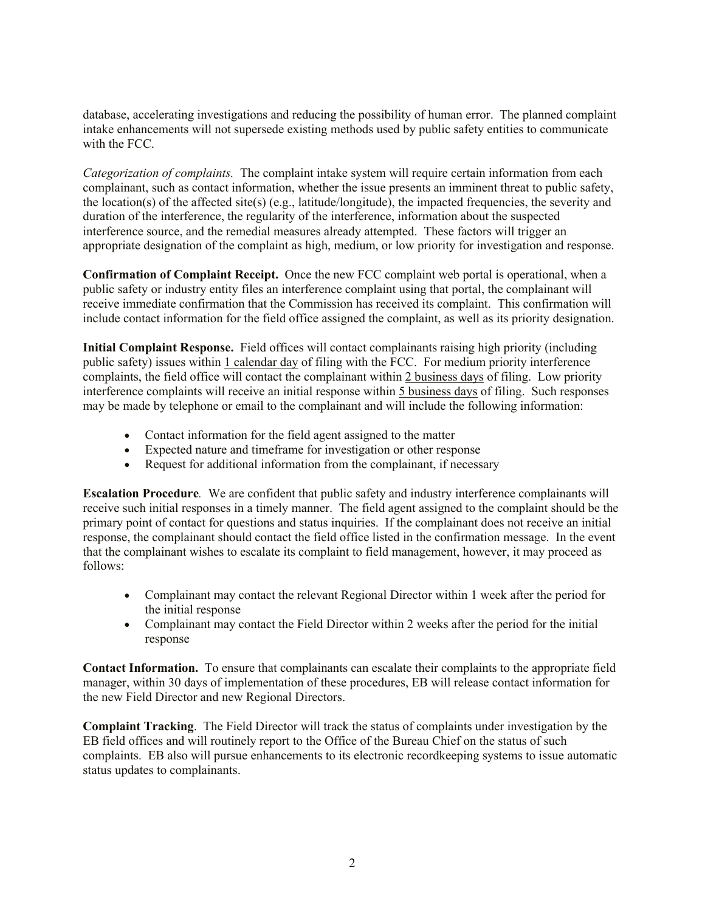database, accelerating investigations and reducing the possibility of human error. The planned complaint intake enhancements will not supersede existing methods used by public safety entities to communicate with the FCC.

*Categorization of complaints.* The complaint intake system will require certain information from each complainant, such as contact information, whether the issue presents an imminent threat to public safety, the location(s) of the affected site(s) (e.g., latitude/longitude), the impacted frequencies, the severity and duration of the interference, the regularity of the interference, information about the suspected interference source, and the remedial measures already attempted. These factors will trigger an appropriate designation of the complaint as high, medium, or low priority for investigation and response.

**Confirmation of Complaint Receipt.** Once the new FCC complaint web portal is operational, when a public safety or industry entity files an interference complaint using that portal, the complainant will receive immediate confirmation that the Commission has received its complaint. This confirmation will include contact information for the field office assigned the complaint, as well as its priority designation.

**Initial Complaint Response.** Field offices will contact complainants raising high priority (including public safety) issues within 1 calendar day of filing with the FCC. For medium priority interference complaints, the field office will contact the complainant within 2 business days of filing. Low priority interference complaints will receive an initial response within 5 business days of filing. Such responses may be made by telephone or email to the complainant and will include the following information:

- Contact information for the field agent assigned to the matter
- Expected nature and timeframe for investigation or other response
- Request for additional information from the complainant, if necessary

**Escalation Procedure***.* We are confident that public safety and industry interference complainants will receive such initial responses in a timely manner. The field agent assigned to the complaint should be the primary point of contact for questions and status inquiries. If the complainant does not receive an initial response, the complainant should contact the field office listed in the confirmation message. In the event that the complainant wishes to escalate its complaint to field management, however, it may proceed as follows:

- Complainant may contact the relevant Regional Director within 1 week after the period for the initial response
- Complainant may contact the Field Director within 2 weeks after the period for the initial response

**Contact Information.** To ensure that complainants can escalate their complaints to the appropriate field manager, within 30 days of implementation of these procedures, EB will release contact information for the new Field Director and new Regional Directors.

**Complaint Tracking**. The Field Director will track the status of complaints under investigation by the EB field offices and will routinely report to the Office of the Bureau Chief on the status of such complaints. EB also will pursue enhancements to its electronic recordkeeping systems to issue automatic status updates to complainants.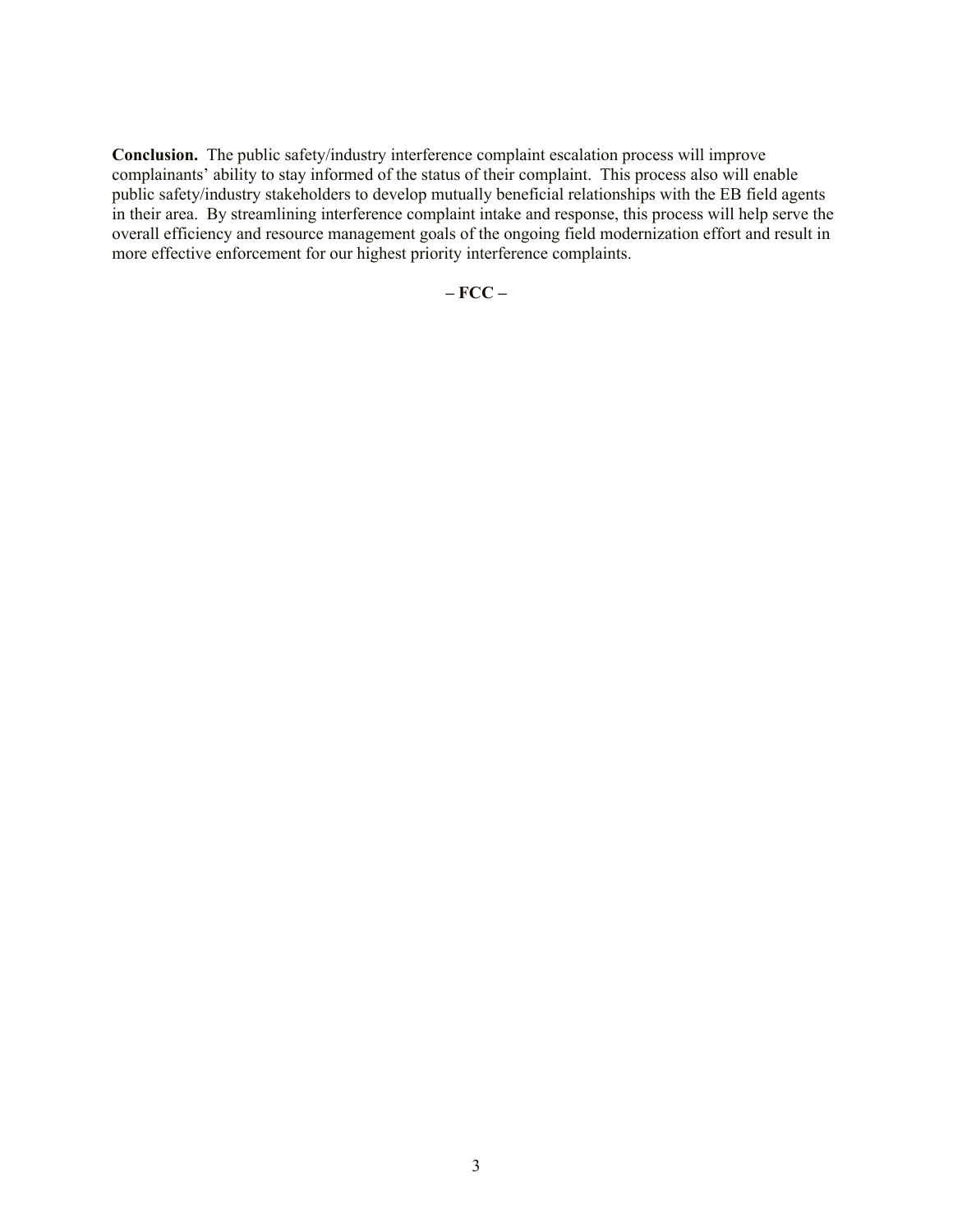**Conclusion.** The public safety/industry interference complaint escalation process will improve complainants' ability to stay informed of the status of their complaint. This process also will enable public safety/industry stakeholders to develop mutually beneficial relationships with the EB field agents in their area. By streamlining interference complaint intake and response, this process will help serve the overall efficiency and resource management goals of the ongoing field modernization effort and result in more effective enforcement for our highest priority interference complaints.

**– FCC –**